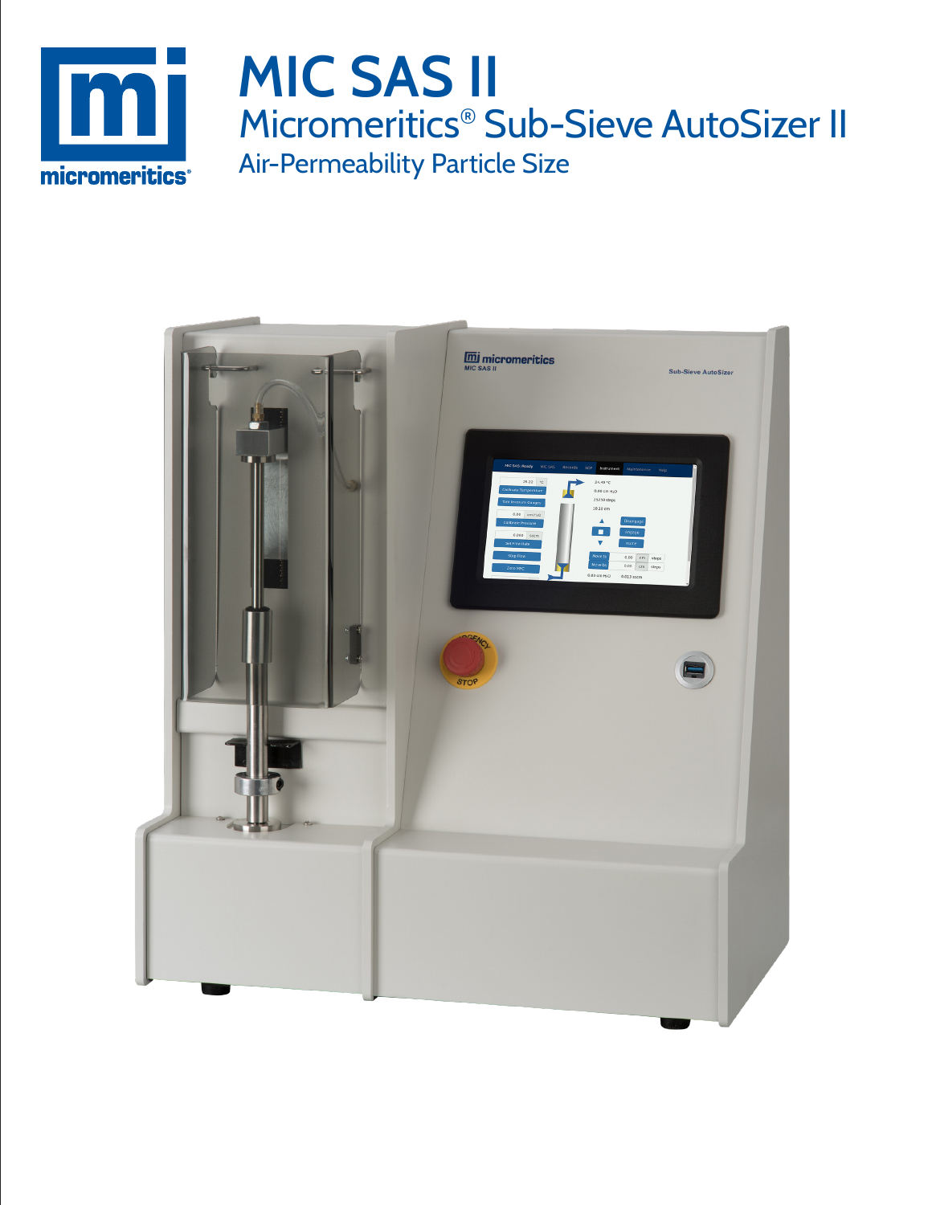# MIC SAS II

## Micromeritics® Sub-Sieve AutoSizer II

### Air-Permeability Particle Size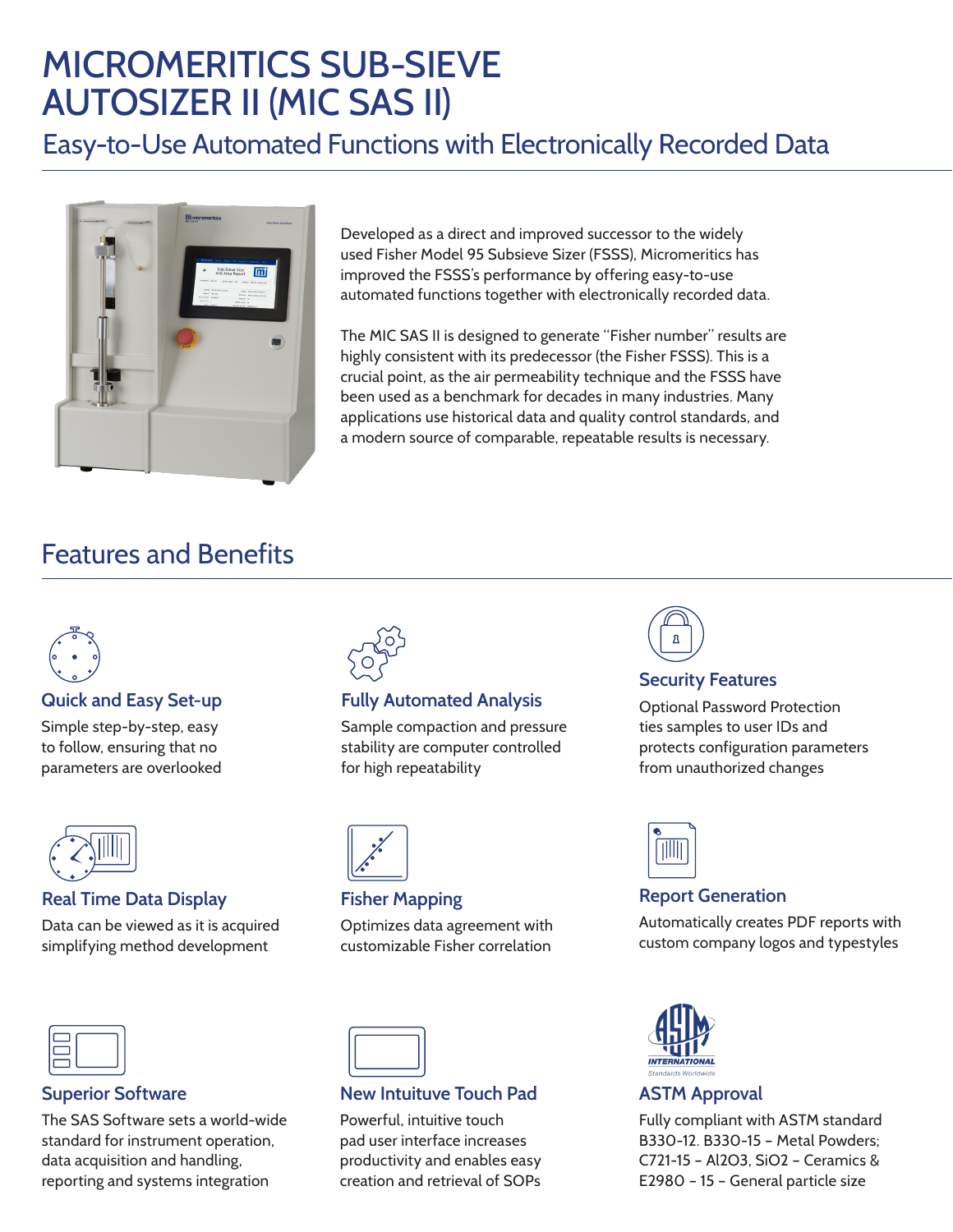# MICROMERITICS SUB-SIEVE AUTOSIZER II (MIC SAS II)

## Easy-to-Use Automated Functions with Electronically Recorded Data

Developed as a direct and improved successor to the widely used Fisher Model 95 Subsieve Sizer (FSSS), Micromeritics has improved the FSSS's performance by offering easy-to-use automated functions together with electronically recorded data.

The MIC SAS II is designed to generate "Fisher number" results are highly consistent with its predecessor (the Fisher FSSS). This is a crucial point, as the air permeability technique and the FSSS have been used as a benchmark for decades in many industries. Many applications use historical data and quality control standards, and a modern source of comparable, repeatable results is necessary.

## Features and Benefits

### Quick and Easy Set-up

Simple step-by-step, easy to follow, ensuring that no parameters are overlooked

### Fully Automated Analysis

Sample compaction and pressure stability are computer controlled for high repeatability

### Security Features

Optional Password Protection ties samples to user IDs and protects configuration parameters from unauthorized changes

### Real Time Data Display

Data can be viewed as it is acquired simplifying method development

### Fisher Mapping

Optimizes data agreement with customizable Fisher correlation

### Report Generation

Automatically creates PDF reports with custom company logos and typestyles

### Superior Software

The SAS Software sets a world-wide standard for instrument operation, data acquisition and handling, reporting and systems integration

### New Intuituve Touch Pad

Powerful, intuitive touch pad user interface increases productivity and enables easy creation and retrieval of SOPs

### ASTM Approval

Fully compliant with ASTM standard B330-12. B330-15 – Metal Powders; C721-15 – $Al_2O_3$, $SiO_2$ – Ceramics & E2980 – 15 – General particle size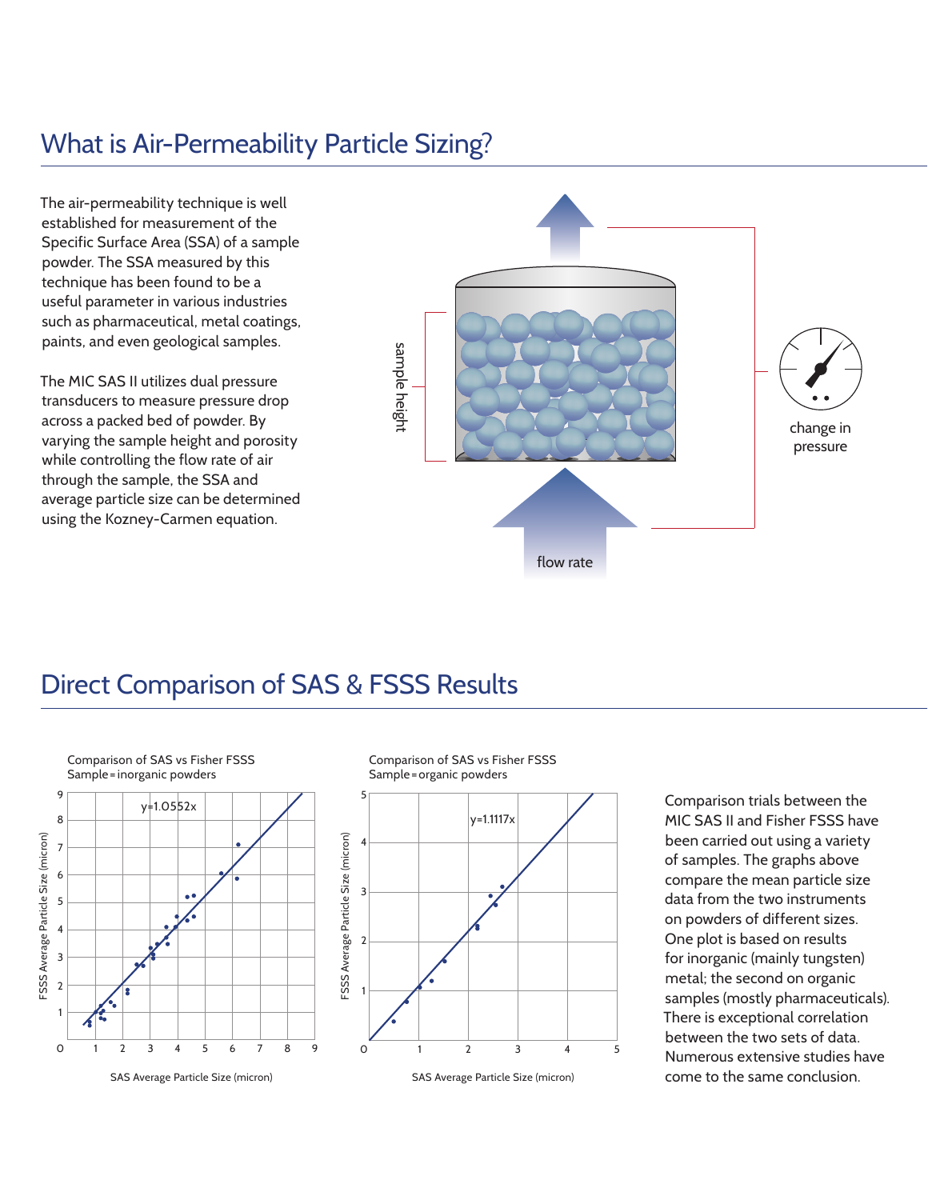## What is Air-Permeability Particle Sizing?

The air-permeability technique is well established for measurement of the Specific Surface Area (SSA) of a sample powder. The SSA measured by this technique has been found to be a useful parameter in various industries such as pharmaceutical, metal coatings, paints, and even geological samples.

The MIC SAS II utilizes dual pressure transducers to measure pressure drop across a packed bed of powder. By varying the sample height and porosity while controlling the flow rate of air through the sample, the SSA and average particle size can be determined using the Kozney-Carmen equation.

sample height

change in pressure

flow rate

## Direct Comparison of SAS & FSSS Results

Comparison of SAS vs Fisher FSSS
Sample = inorganic powders

$y=1.0552x$

FSSS Average Particle Size (micron)

SAS Average Particle Size (micron)

Comparison of SAS vs Fisher FSSS
Sample = organic powders

$y=1.1117x$

FSSS Average Particle Size (micron)

SAS Average Particle Size (micron)

Comparison trials between the MIC SAS II and Fisher FSSS have been carried out using a variety of samples. The graphs above compare the mean particle size data from the two instruments on powders of different sizes. One plot is based on results for inorganic (mainly tungsten) metal; the second on organic samples (mostly pharmaceuticals). There is exceptional correlation between the two sets of data. Numerous extensive studies have come to the same conclusion.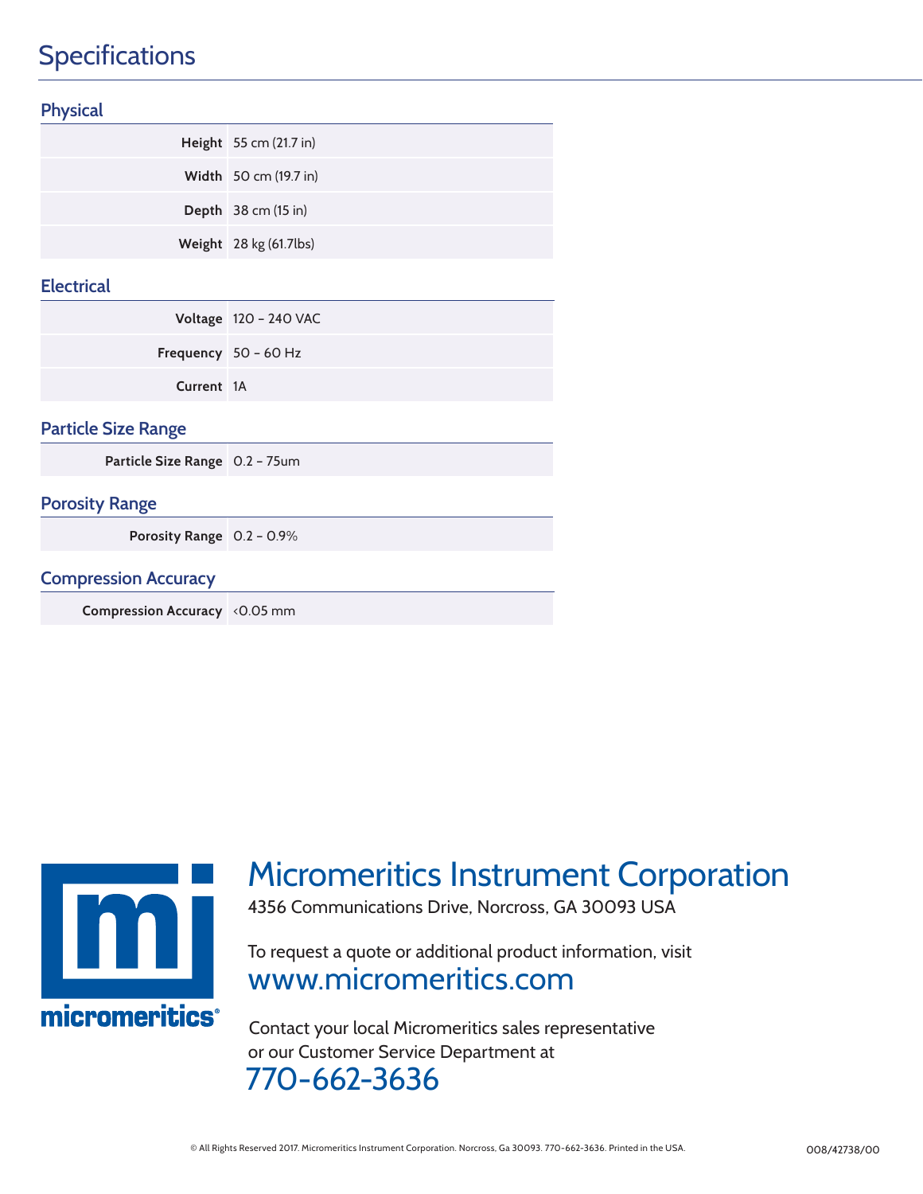# Specifications

## Physical

| | |
|---|---|
| **Height** | 55 cm (21.7 in) |
| **Width** | 50 cm (19.7 in) |
| **Depth** | 38 cm (15 in) |
| **Weight** | 28 kg (61.7lbs) |

## Electrical

| | |
|---|---|
| **Voltage** | 120 – 240 VAC |
| **Frequency** | 50 – 60 Hz |
| **Current** | 1A |

## Particle Size Range

| | |
|---|---|
| **Particle Size Range** | 0.2 – 75um |

## Porosity Range

| | |
|---|---|
| **Porosity Range** | 0.2 – 0.9% |

## Compression Accuracy

| | |
|---|---|
| **Compression Accuracy** | <0.05 mm |

micromeritics®

## Micromeritics Instrument Corporation

4356 Communications Drive, Norcross, GA 30093 USA

To request a quote or additional product information, visit
www.micromeritics.com

Contact your local Micromeritics sales representative
or our Customer Service Department at
770-662-3636

© All Rights Reserved 2017. Micromeritics Instrument Corporation. Norcross, Ga 30093. 770-662-3636. Printed in the USA.

008/42738/00